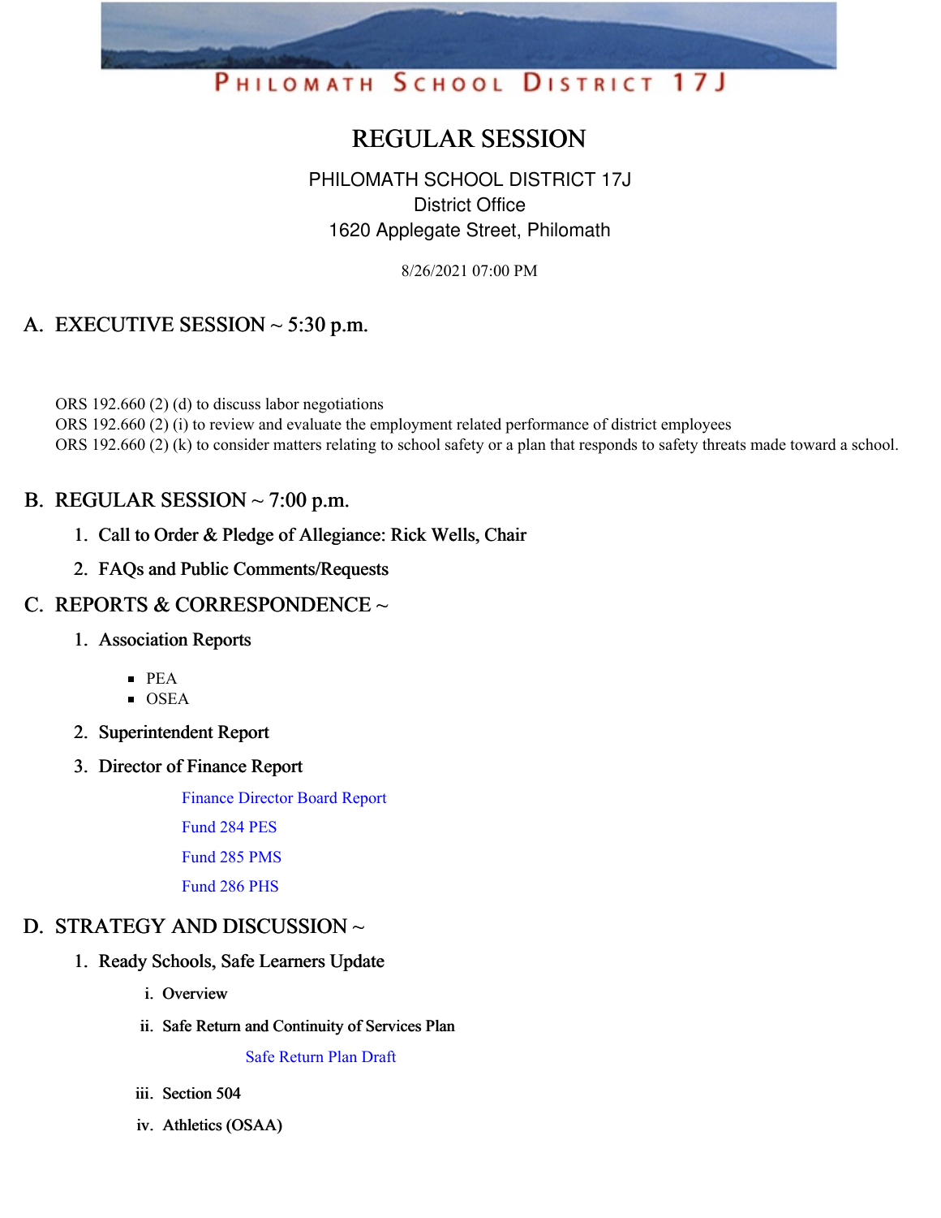PHILOMATH SCHOOL DISTRICT 17J

# REGULAR SESSION

PHILOMATH SCHOOL DISTRICT 17J
District Office
1620 Applegate Street, Philomath

8/26/2021 07:00 PM

## A. EXECUTIVE SESSION ~ 5:30 p.m.

ORS 192.660 (2) (d) to discuss labor negotiations
ORS 192.660 (2) (i) to review and evaluate the employment related performance of district employees
ORS 192.660 (2) (k) to consider matters relating to school safety or a plan that responds to safety threats made toward a school.

## B. REGULAR SESSION ~ 7:00 p.m.

1. **Call to Order & Pledge of Allegiance: Rick Wells, Chair**
2. **FAQs and Public Comments/Requests**

## C. REPORTS & CORRESPONDENCE ~

1. **Association Reports**
   - PEA
   - OSEA
2. **Superintendent Report**
3. **Director of Finance Report**

   Finance Director Board Report

   Fund 284 PES

   Fund 285 PMS

   Fund 286 PHS

## D. STRATEGY AND DISCUSSION ~

1. **Ready Schools, Safe Learners Update**
   - i. **Overview**
   - ii. **Safe Return and Continuity of Services Plan**

     Safe Return Plan Draft
   - iii. **Section 504**
   - iv. **Athletics (OSAA)**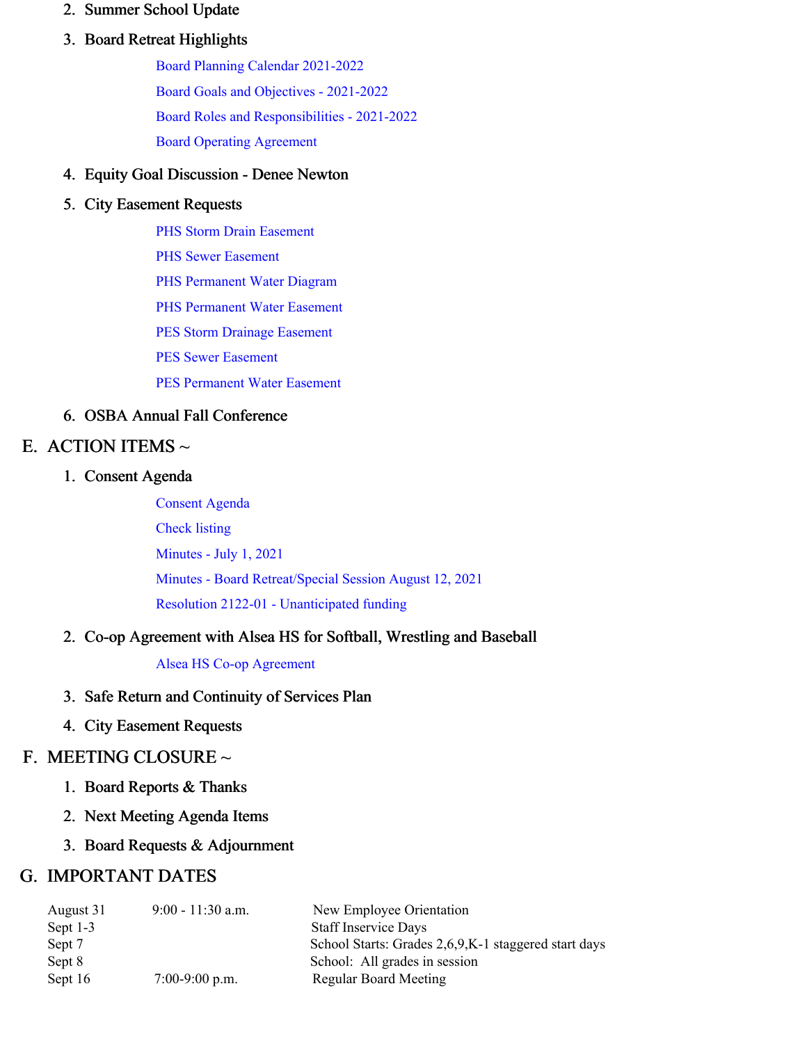2. Summer School Update
3. Board Retreat Highlights
   - Board Planning Calendar 2021-2022
   - Board Goals and Objectives - 2021-2022
   - Board Roles and Responsibilities - 2021-2022
   - Board Operating Agreement
4. Equity Goal Discussion - Denee Newton
5. City Easement Requests
   - PHS Storm Drain Easement
   - PHS Sewer Easement
   - PHS Permanent Water Diagram
   - PHS Permanent Water Easement
   - PES Storm Drainage Easement
   - PES Sewer Easement
   - PES Permanent Water Easement
6. OSBA Annual Fall Conference

## E. ACTION ITEMS ~

1. Consent Agenda
   - Consent Agenda
   - Check listing
   - Minutes - July 1, 2021
   - Minutes - Board Retreat/Special Session August 12, 2021
   - Resolution 2122-01 - Unanticipated funding
2. Co-op Agreement with Alsea HS for Softball, Wrestling and Baseball
   - Alsea HS Co-op Agreement
3. Safe Return and Continuity of Services Plan
4. City Easement Requests

## F. MEETING CLOSURE ~

1. Board Reports & Thanks
2. Next Meeting Agenda Items
3. Board Requests & Adjournment

## G. IMPORTANT DATES

| | | |
|---|---|---|
| August 31 | 9:00 - 11:30 a.m. | New Employee Orientation |
| Sept 1-3 | | Staff Inservice Days |
| Sept 7 | | School Starts: Grades 2,6,9,K-1 staggered start days |
| Sept 8 | | School: All grades in session |
| Sept 16 | 7:00-9:00 p.m. | Regular Board Meeting |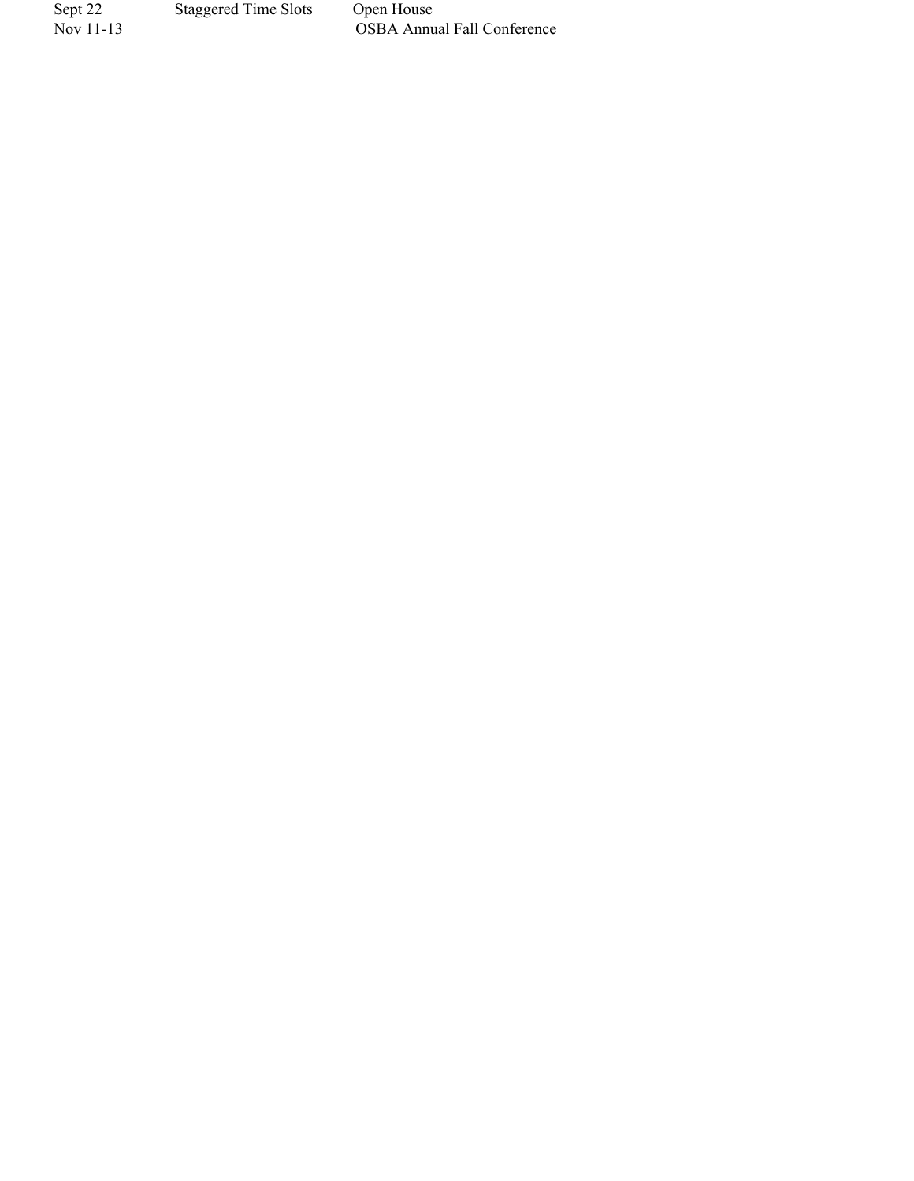| | | |
|---|---|---|
| Sept 22 | Staggered Time Slots | Open House |
| Nov 11-13 | | OSBA Annual Fall Conference |